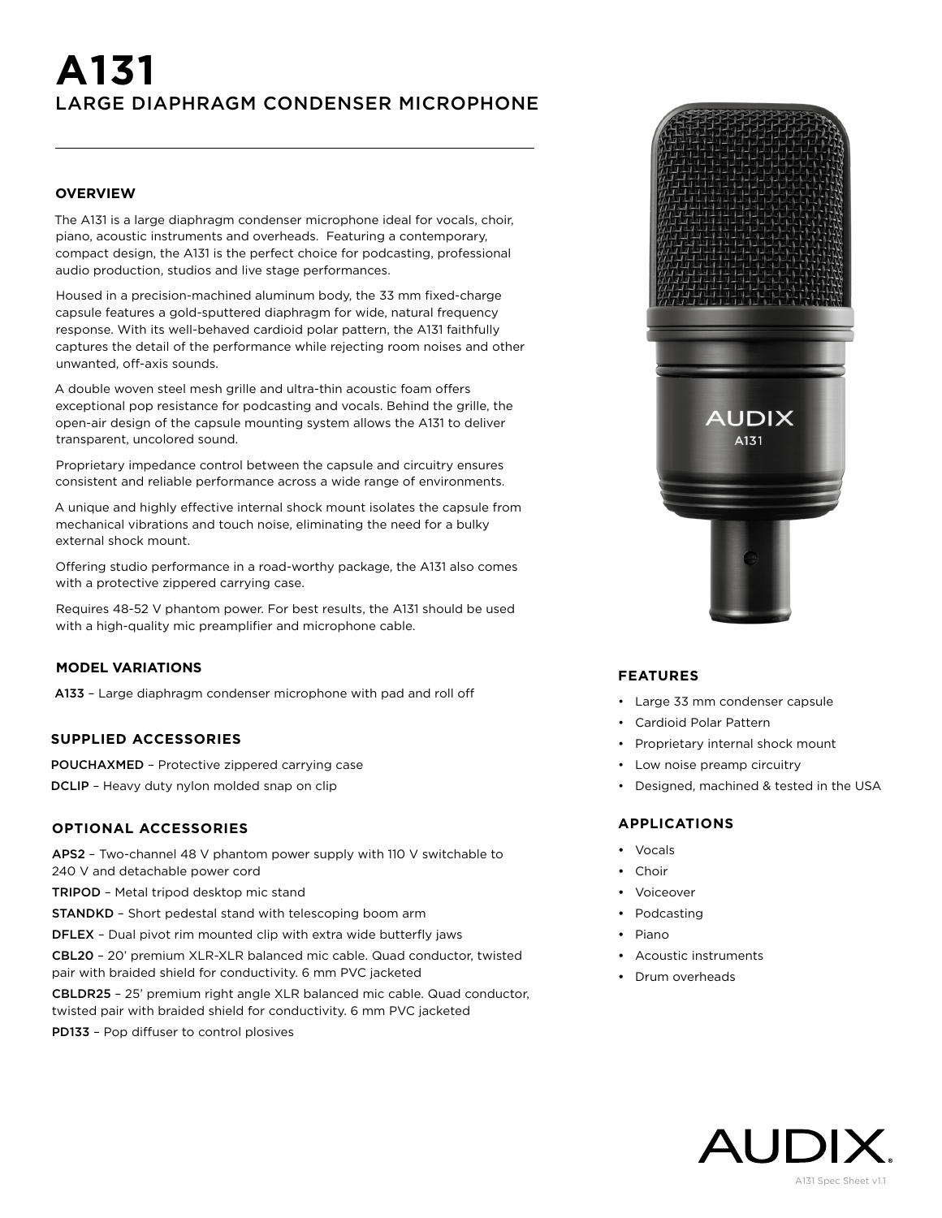# A131

## LARGE DIAPHRAGM CONDENSER MICROPHONE

### OVERVIEW

The A131 is a large diaphragm condenser microphone ideal for vocals, choir, piano, acoustic instruments and overheads. Featuring a contemporary, compact design, the A131 is the perfect choice for podcasting, professional audio production, studios and live stage performances.

Housed in a precision-machined aluminum body, the 33 mm fixed-charge capsule features a gold-sputtered diaphragm for wide, natural frequency response. With its well-behaved cardioid polar pattern, the A131 faithfully captures the detail of the performance while rejecting room noises and other unwanted, off-axis sounds.

A double woven steel mesh grille and ultra-thin acoustic foam offers exceptional pop resistance for podcasting and vocals. Behind the grille, the open-air design of the capsule mounting system allows the A131 to deliver transparent, uncolored sound.

Proprietary impedance control between the capsule and circuitry ensures consistent and reliable performance across a wide range of environments.

A unique and highly effective internal shock mount isolates the capsule from mechanical vibrations and touch noise, eliminating the need for a bulky external shock mount.

Offering studio performance in a road-worthy package, the A131 also comes with a protective zippered carrying case.

Requires 48-52 V phantom power. For best results, the A131 should be used with a high-quality mic preamplifier and microphone cable.

### MODEL VARIATIONS

**A133** – Large diaphragm condenser microphone with pad and roll off

### SUPPLIED ACCESSORIES

**POUCHAXMED** – Protective zippered carrying case

**DCLIP** – Heavy duty nylon molded snap on clip

### OPTIONAL ACCESSORIES

**APS2** – Two-channel 48 V phantom power supply with 110 V switchable to 240 V and detachable power cord

**TRIPOD** – Metal tripod desktop mic stand

**STANDKD** – Short pedestal stand with telescoping boom arm

**DFLEX** – Dual pivot rim mounted clip with extra wide butterfly jaws

**CBL20** – 20' premium XLR-XLR balanced mic cable. Quad conductor, twisted pair with braided shield for conductivity. 6 mm PVC jacketed

**CBLDR25** – 25' premium right angle XLR balanced mic cable. Quad conductor, twisted pair with braided shield for conductivity. 6 mm PVC jacketed

**PD133** – Pop diffuser to control plosives

### FEATURES

- Large 33 mm condenser capsule
- Cardioid Polar Pattern
- Proprietary internal shock mount
- Low noise preamp circuitry
- Designed, machined & tested in the USA

### APPLICATIONS

- Vocals
- Choir
- Voiceover
- Podcasting
- Piano
- Acoustic instruments
- Drum overheads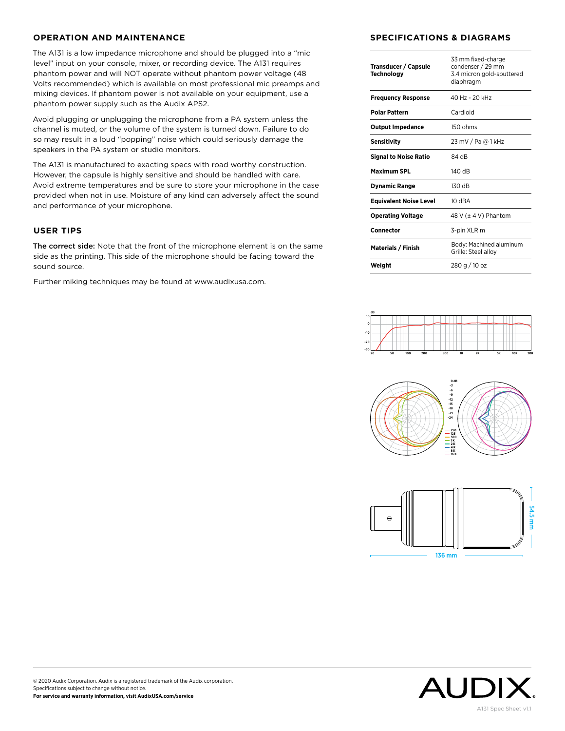## OPERATION AND MAINTENANCE

The A131 is a low impedance microphone and should be plugged into a "mic level" input on your console, mixer, or recording device. The A131 requires phantom power and will NOT operate without phantom power voltage (48 Volts recommended) which is available on most professional mic preamps and mixing devices. If phantom power is not available on your equipment, use a phantom power supply such as the Audix APS2.

Avoid plugging or unplugging the microphone from a PA system unless the channel is muted, or the volume of the system is turned down. Failure to do so may result in a loud "popping" noise which could seriously damage the speakers in the PA system or studio monitors.

The A131 is manufactured to exacting specs with road worthy construction. However, the capsule is highly sensitive and should be handled with care. Avoid extreme temperatures and be sure to store your microphone in the case provided when not in use. Moisture of any kind can adversely affect the sound and performance of your microphone.

## USER TIPS

**The correct side:** Note that the front of the microphone element is on the same side as the printing. This side of the microphone should be facing toward the sound source.

Further miking techniques may be found at www.audixusa.com.

## SPECIFICATIONS & DIAGRAMS

| | |
|---|---|
| **Transducer / Capsule Technology** | 33 mm fixed-charge condenser / 29 mm 3.4 micron gold-sputtered diaphragm |
| **Frequency Response** | 40 Hz - 20 kHz |
| **Polar Pattern** | Cardioid |
| **Output Impedance** | 150 ohms |
| **Sensitivity** | 23 mV / Pa @ 1 kHz |
| **Signal to Noise Ratio** | 84 dB |
| **Maximum SPL** | 140 dB |
| **Dynamic Range** | 130 dB |
| **Equivalent Noise Level** | 10 dBA |
| **Operating Voltage** | 48 V (± 4 V) Phantom |
| **Connector** | 3-pin XLR m |
| **Materials / Finish** | Body: Machined aluminum<br>Grille: Steel alloy |
| **Weight** | 280 g / 10 oz |

dB
10
0
-10
-20
-30
20 50 100 200 500 1K 2K 5K 10K 20K

0 dB
-3
-6
-9
-12
-15
-18
-21
-24

250
125
500
1 K
2 K
4 K
8 K
16 K

54.5 mm
136 mm

© 2020 Audix Corporation. Audix is a registered trademark of the Audix corporation.
Specifications subject to change without notice.
**For service and warranty information, visit AudixUSA.com/service**

AUDIX

A131 Spec Sheet v1.1